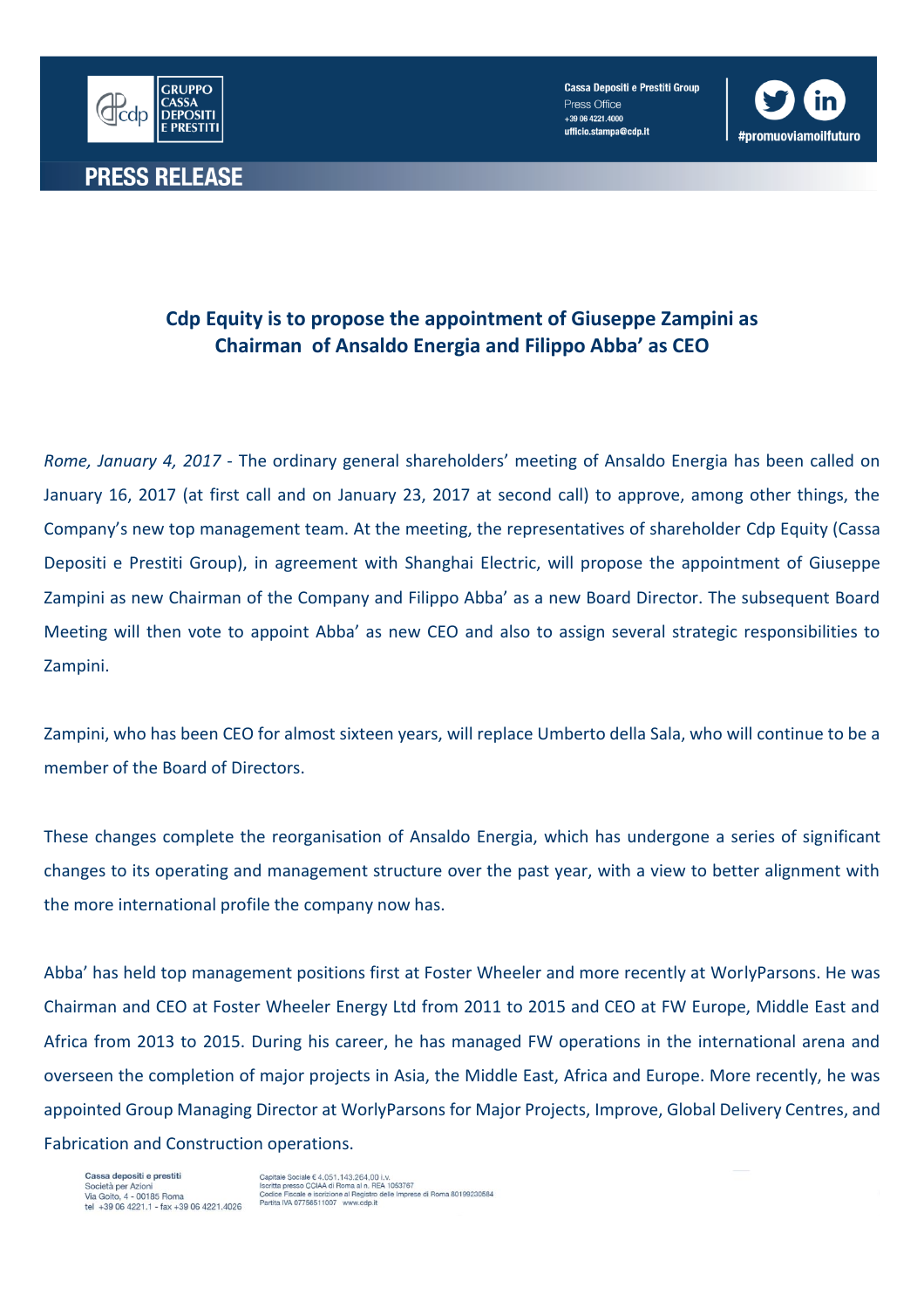PRESS RELEASE

## Cdp Equity is to propose the appointment of Giuseppe Zampini as Chairman of Ansaldo Energia and Filippo Abba' as CEO

*Rome, January 4, 2017* - The ordinary general shareholders' meeting of Ansaldo Energia has been called on January 16, 2017 (at first call and on January 23, 2017 at second call) to approve, among other things, the Company's new top management team. At the meeting, the representatives of shareholder Cdp Equity (Cassa Depositi e Prestiti Group), in agreement with Shanghai Electric, will propose the appointment of Giuseppe Zampini as new Chairman of the Company and Filippo Abba' as a new Board Director. The subsequent Board Meeting will then vote to appoint Abba' as new CEO and also to assign several strategic responsibilities to Zampini.

Zampini, who has been CEO for almost sixteen years, will replace Umberto della Sala, who will continue to be a member of the Board of Directors.

These changes complete the reorganisation of Ansaldo Energia, which has undergone a series of significant changes to its operating and management structure over the past year, with a view to better alignment with the more international profile the company now has.

Abba' has held top management positions first at Foster Wheeler and more recently at WorlyParsons. He was Chairman and CEO at Foster Wheeler Energy Ltd from 2011 to 2015 and CEO at FW Europe, Middle East and Africa from 2013 to 2015. During his career, he has managed FW operations in the international arena and overseen the completion of major projects in Asia, the Middle East, Africa and Europe. More recently, he was appointed Group Managing Director at WorlyParsons for Major Projects, Improve, Global Delivery Centres, and Fabrication and Construction operations.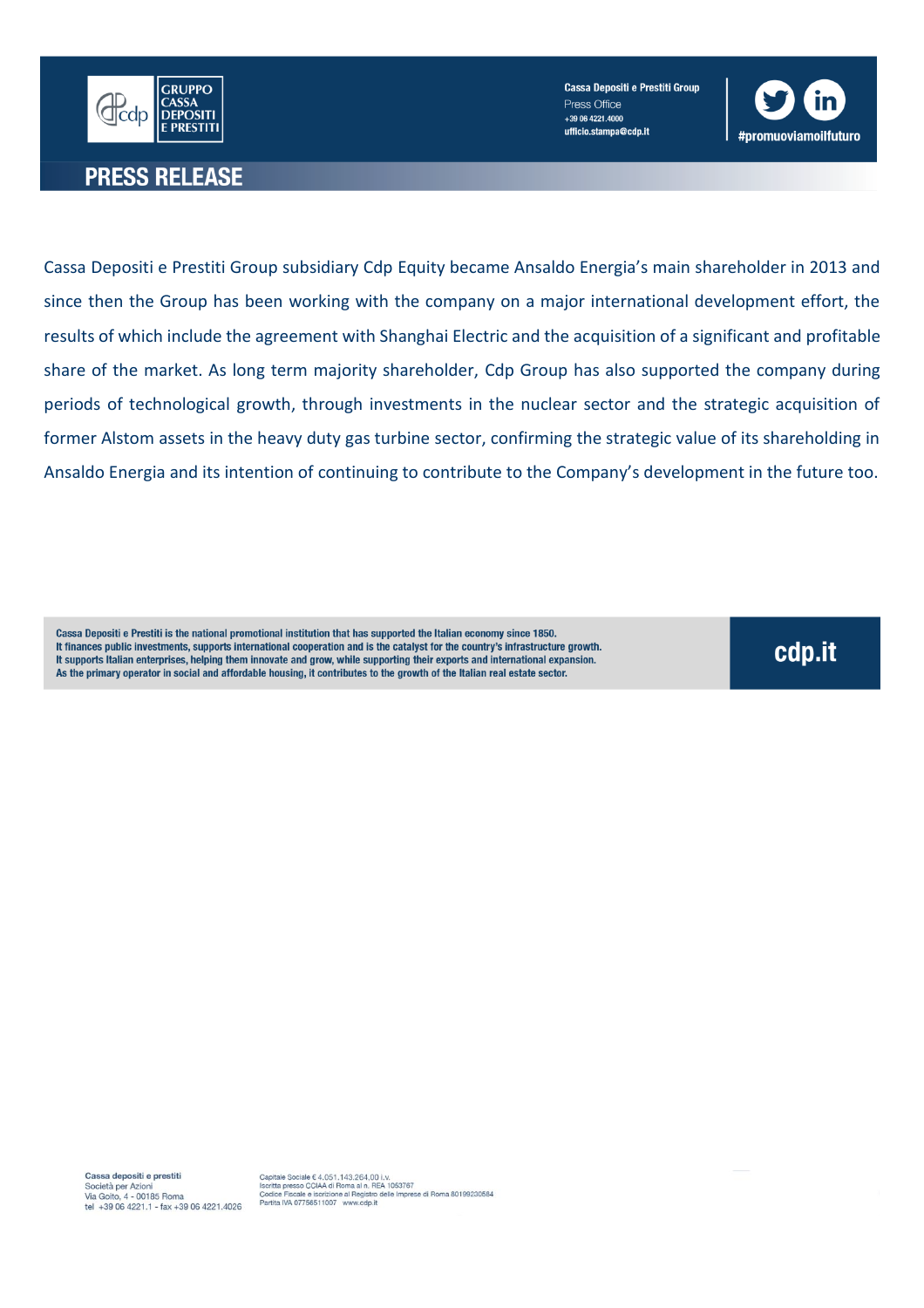Cassa Depositi e Prestiti Group subsidiary Cdp Equity became Ansaldo Energia's main shareholder in 2013 and since then the Group has been working with the company on a major international development effort, the results of which include the agreement with Shanghai Electric and the acquisition of a significant and profitable share of the market. As long term majority shareholder, Cdp Group has also supported the company during periods of technological growth, through investments in the nuclear sector and the strategic acquisition of former Alstom assets in the heavy duty gas turbine sector, confirming the strategic value of its shareholding in Ansaldo Energia and its intention of continuing to contribute to the Company's development in the future too.

**Cassa Depositi e Prestiti is the national promotional institution that has supported the Italian economy since 1850.**
**It finances public investments, supports international cooperation and is the catalyst for the country's infrastructure growth.**
**It supports Italian enterprises, helping them innovate and grow, while supporting their exports and international expansion.**
**As the primary operator in social and affordable housing, it contributes to the growth of the Italian real estate sector.**

**cdp.it**